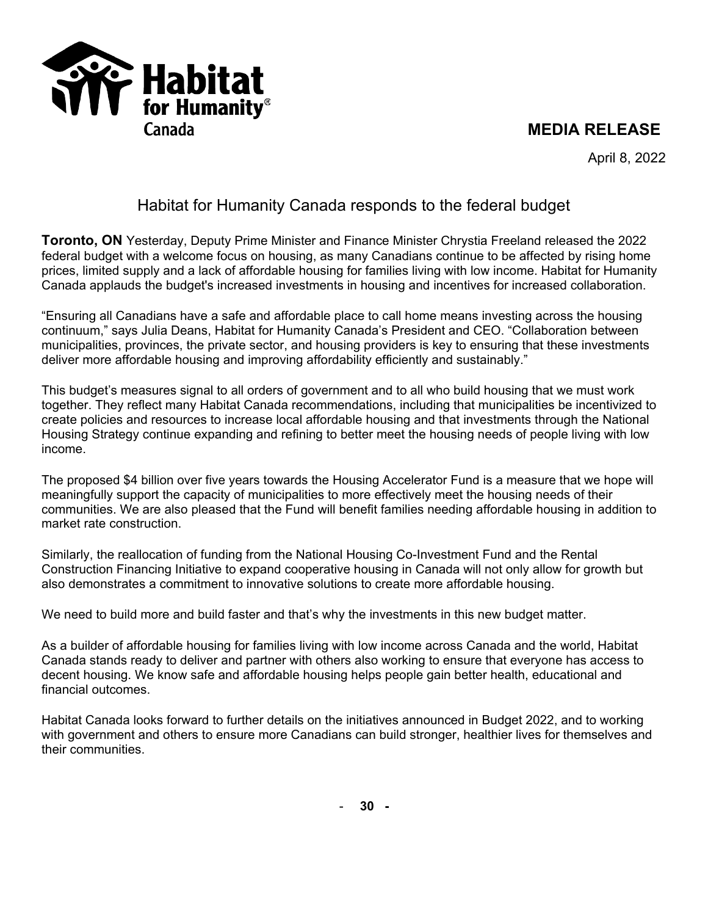Habitat for Humanity® Canada

**MEDIA RELEASE**

April 8, 2022

# Habitat for Humanity Canada responds to the federal budget

**Toronto, ON** Yesterday, Deputy Prime Minister and Finance Minister Chrystia Freeland released the 2022 federal budget with a welcome focus on housing, as many Canadians continue to be affected by rising home prices, limited supply and a lack of affordable housing for families living with low income. Habitat for Humanity Canada applauds the budget's increased investments in housing and incentives for increased collaboration.

"Ensuring all Canadians have a safe and affordable place to call home means investing across the housing continuum," says Julia Deans, Habitat for Humanity Canada's President and CEO. "Collaboration between municipalities, provinces, the private sector, and housing providers is key to ensuring that these investments deliver more affordable housing and improving affordability efficiently and sustainably."

This budget's measures signal to all orders of government and to all who build housing that we must work together. They reflect many Habitat Canada recommendations, including that municipalities be incentivized to create policies and resources to increase local affordable housing and that investments through the National Housing Strategy continue expanding and refining to better meet the housing needs of people living with low income.

The proposed $4 billion over five years towards the Housing Accelerator Fund is a measure that we hope will meaningfully support the capacity of municipalities to more effectively meet the housing needs of their communities. We are also pleased that the Fund will benefit families needing affordable housing in addition to market rate construction.

Similarly, the reallocation of funding from the National Housing Co-Investment Fund and the Rental Construction Financing Initiative to expand cooperative housing in Canada will not only allow for growth but also demonstrates a commitment to innovative solutions to create more affordable housing.

We need to build more and build faster and that's why the investments in this new budget matter.

As a builder of affordable housing for families living with low income across Canada and the world, Habitat Canada stands ready to deliver and partner with others also working to ensure that everyone has access to decent housing. We know safe and affordable housing helps people gain better health, educational and financial outcomes.

Habitat Canada looks forward to further details on the initiatives announced in Budget 2022, and to working with government and others to ensure more Canadians can build stronger, healthier lives for themselves and their communities.

- **30 -**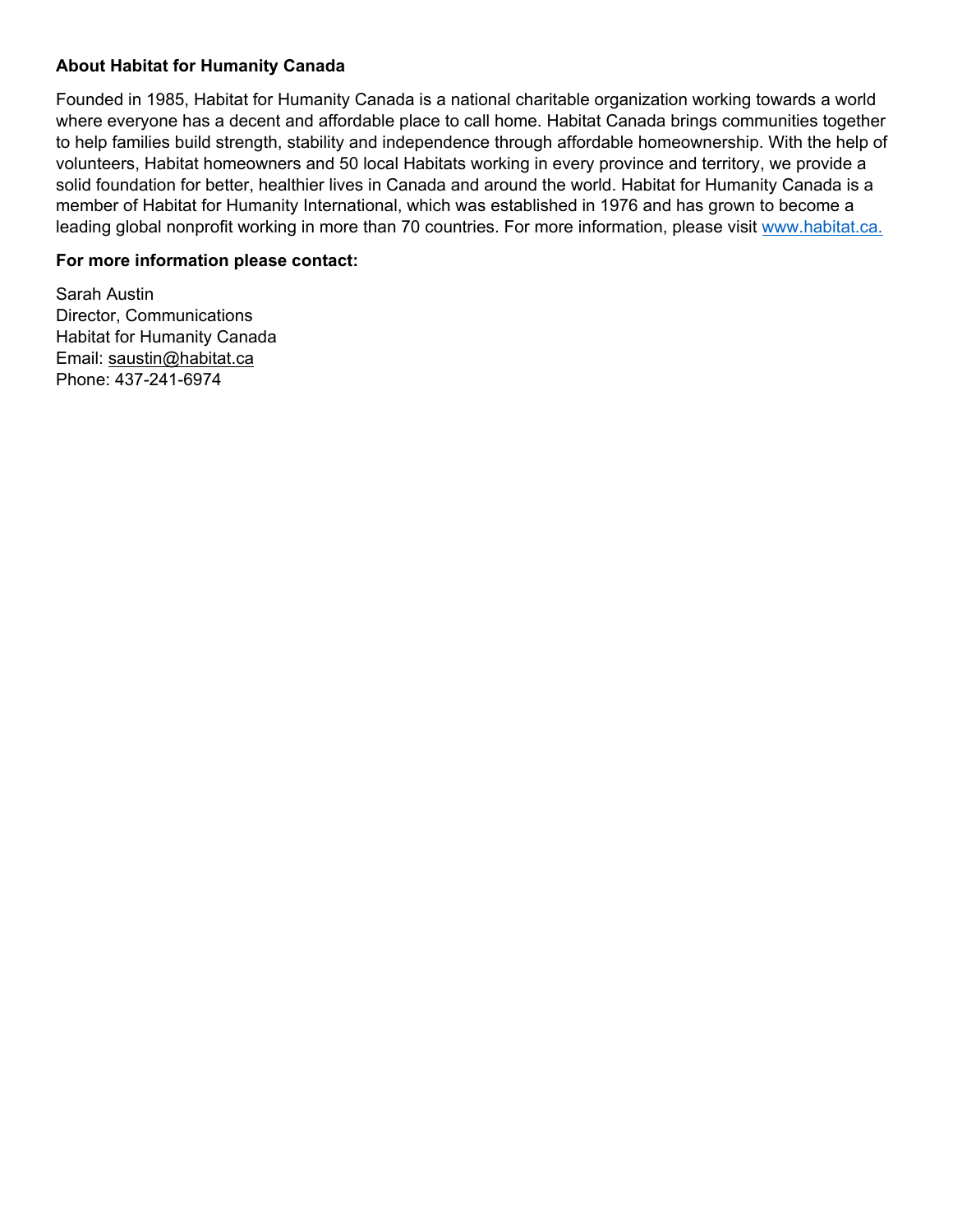**About Habitat for Humanity Canada**

Founded in 1985, Habitat for Humanity Canada is a national charitable organization working towards a world where everyone has a decent and affordable place to call home. Habitat Canada brings communities together to help families build strength, stability and independence through affordable homeownership. With the help of volunteers, Habitat homeowners and 50 local Habitats working in every province and territory, we provide a solid foundation for better, healthier lives in Canada and around the world. Habitat for Humanity Canada is a member of Habitat for Humanity International, which was established in 1976 and has grown to become a leading global nonprofit working in more than 70 countries. For more information, please visit [www.habitat.ca.](http://www.habitat.ca)

**For more information please contact:**

Sarah Austin
Director, Communications
Habitat for Humanity Canada
Email: saustin@habitat.ca
Phone: 437-241-6974